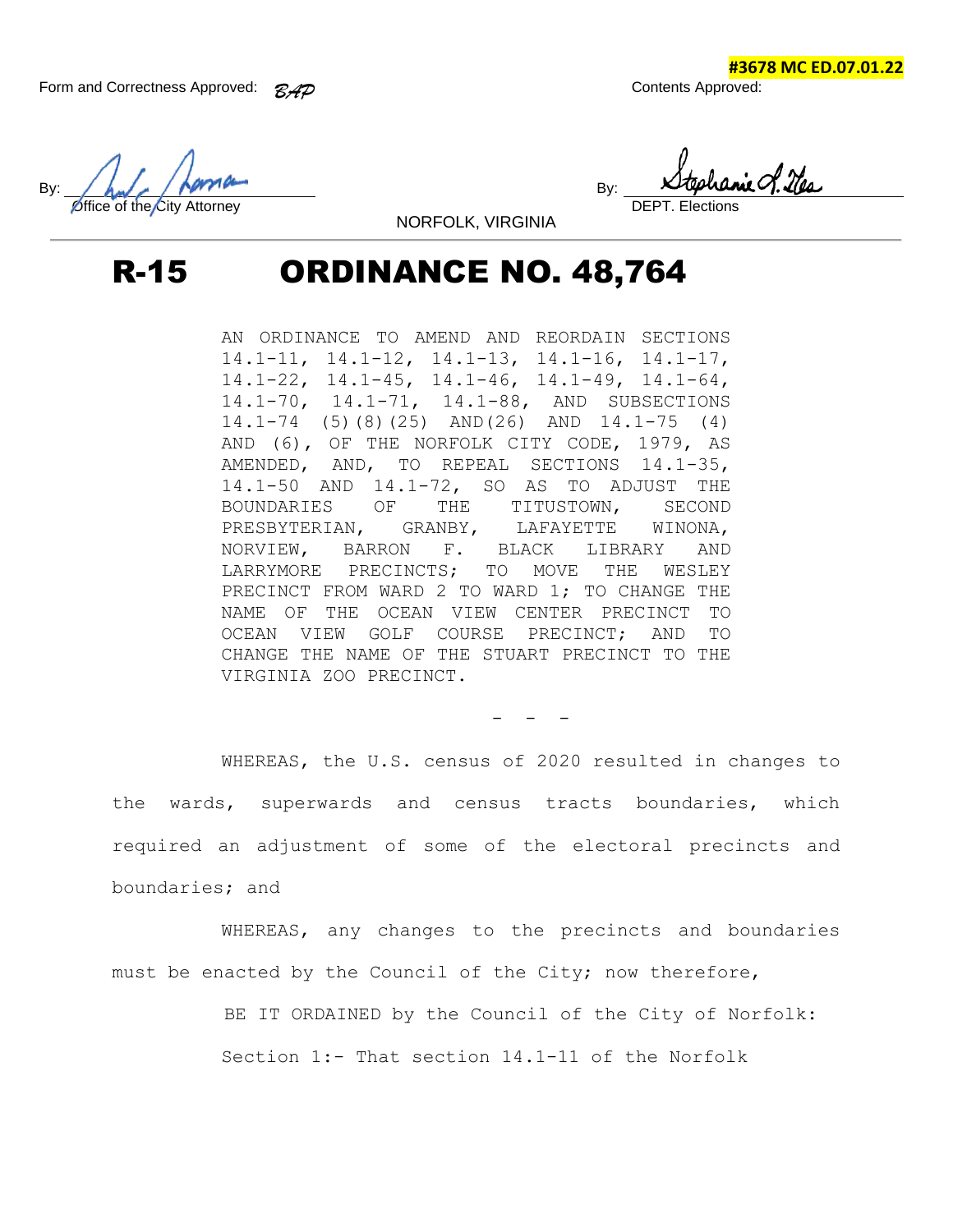**#3678 MC ED.07.01.22**

Form and Correctness Approved: *BAP*

By: Office of the City Attorney

Contents Approved:

By: DEPT. Elections

NORFOLK, VIRGINIA

# R-15 ORDINANCE NO. 48,764

AN ORDINANCE TO AMEND AND REORDAIN SECTIONS 14.1-11, 14.1-12, 14.1-13, 14.1-16, 14.1-17, 14.1-22, 14.1-45, 14.1-46, 14.1-49, 14.1-64, 14.1-70, 14.1-71, 14.1-88, AND SUBSECTIONS 14.1-74 (5)(8)(25) AND(26) AND 14.1-75 (4) AND (6), OF THE NORFOLK CITY CODE, 1979, AS AMENDED, AND, TO REPEAL SECTIONS 14.1-35, 14.1-50 AND 14.1-72, SO AS TO ADJUST THE BOUNDARIES OF THE TITUSTOWN, SECOND PRESBYTERIAN, GRANBY, LAFAYETTE WINONA, NORVIEW, BARRON F. BLACK LIBRARY AND LARRYMORE PRECINCTS; TO MOVE THE WESLEY PRECINCT FROM WARD 2 TO WARD 1; TO CHANGE THE NAME OF THE OCEAN VIEW CENTER PRECINCT TO OCEAN VIEW GOLF COURSE PRECINCT; AND TO CHANGE THE NAME OF THE STUART PRECINCT TO THE VIRGINIA ZOO PRECINCT.

- - -

WHEREAS, the U.S. census of 2020 resulted in changes to the wards, superwards and census tracts boundaries, which required an adjustment of some of the electoral precincts and boundaries; and

WHEREAS, any changes to the precincts and boundaries must be enacted by the Council of the City; now therefore,

BE IT ORDAINED by the Council of the City of Norfolk:

Section 1:- That section 14.1-11 of the Norfolk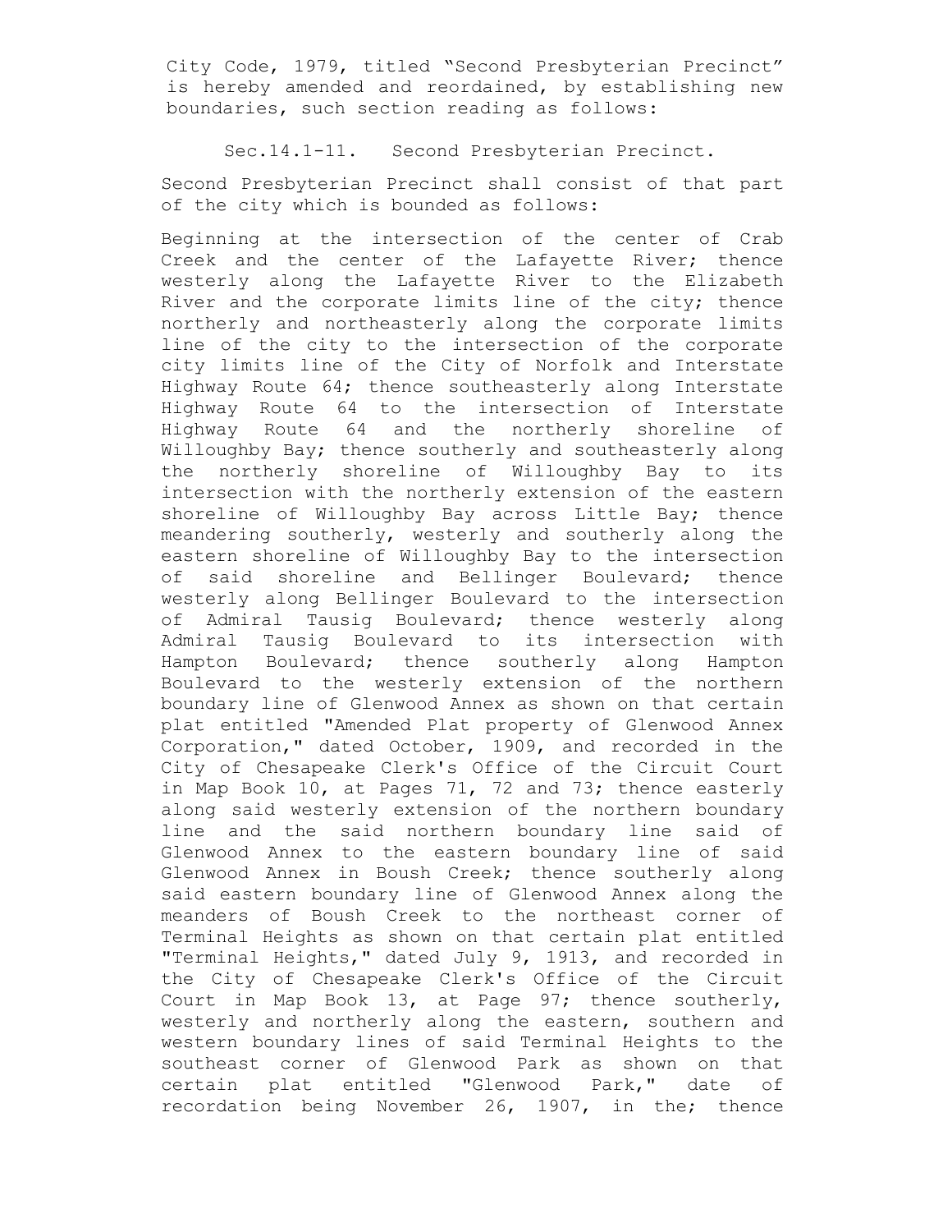City Code, 1979, titled "Second Presbyterian Precinct" is hereby amended and reordained, by establishing new boundaries, such section reading as follows:

Sec.14.1-11. Second Presbyterian Precinct.

Second Presbyterian Precinct shall consist of that part of the city which is bounded as follows:

Beginning at the intersection of the center of Crab Creek and the center of the Lafayette River; thence westerly along the Lafayette River to the Elizabeth River and the corporate limits line of the city; thence northerly and northeasterly along the corporate limits line of the city to the intersection of the corporate city limits line of the City of Norfolk and Interstate Highway Route 64; thence southeasterly along Interstate Highway Route 64 to the intersection of Interstate Highway Route 64 and the northerly shoreline of Willoughby Bay; thence southerly and southeasterly along the northerly shoreline of Willoughby Bay to its intersection with the northerly extension of the eastern shoreline of Willoughby Bay across Little Bay; thence meandering southerly, westerly and southerly along the eastern shoreline of Willoughby Bay to the intersection of said shoreline and Bellinger Boulevard; thence westerly along Bellinger Boulevard to the intersection of Admiral Tausig Boulevard; thence westerly along Admiral Tausig Boulevard to its intersection with Hampton Boulevard; thence southerly along Hampton Boulevard to the westerly extension of the northern boundary line of Glenwood Annex as shown on that certain plat entitled "Amended Plat property of Glenwood Annex Corporation," dated October, 1909, and recorded in the City of Chesapeake Clerk's Office of the Circuit Court in Map Book 10, at Pages 71, 72 and 73; thence easterly along said westerly extension of the northern boundary line and the said northern boundary line said of Glenwood Annex to the eastern boundary line of said Glenwood Annex in Boush Creek; thence southerly along said eastern boundary line of Glenwood Annex along the meanders of Boush Creek to the northeast corner of Terminal Heights as shown on that certain plat entitled "Terminal Heights," dated July 9, 1913, and recorded in the City of Chesapeake Clerk's Office of the Circuit Court in Map Book 13, at Page 97; thence southerly, westerly and northerly along the eastern, southern and western boundary lines of said Terminal Heights to the southeast corner of Glenwood Park as shown on that certain plat entitled "Glenwood Park," date of recordation being November 26, 1907, in the; thence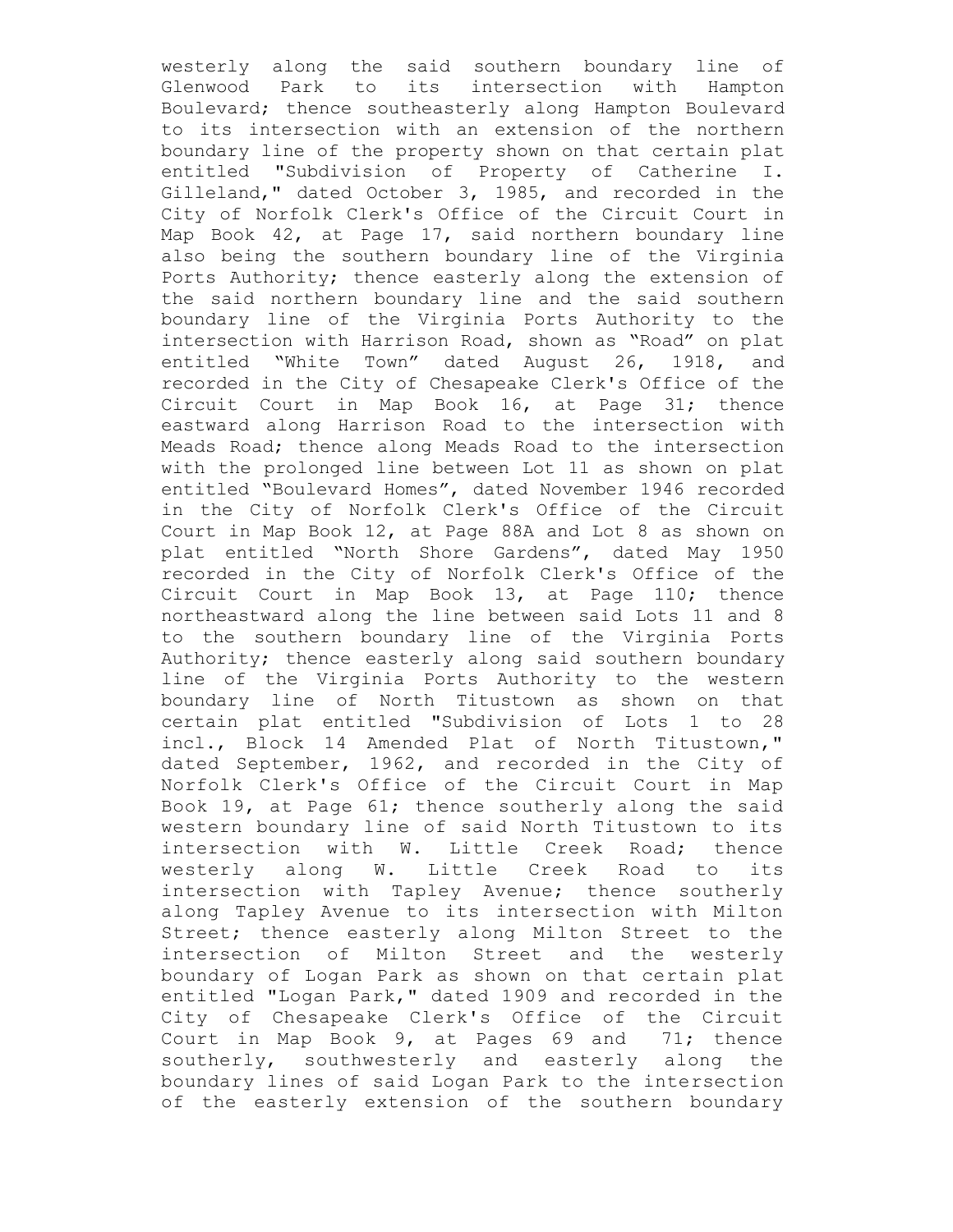westerly along the said southern boundary line of Glenwood Park to its intersection with Hampton Boulevard; thence southeasterly along Hampton Boulevard to its intersection with an extension of the northern boundary line of the property shown on that certain plat entitled "Subdivision of Property of Catherine I. Gilleland," dated October 3, 1985, and recorded in the City of Norfolk Clerk's Office of the Circuit Court in Map Book 42, at Page 17, said northern boundary line also being the southern boundary line of the Virginia Ports Authority; thence easterly along the extension of the said northern boundary line and the said southern boundary line of the Virginia Ports Authority to the intersection with Harrison Road, shown as "Road" on plat entitled "White Town" dated August 26, 1918, and recorded in the City of Chesapeake Clerk's Office of the Circuit Court in Map Book 16, at Page 31; thence eastward along Harrison Road to the intersection with Meads Road; thence along Meads Road to the intersection with the prolonged line between Lot 11 as shown on plat entitled "Boulevard Homes", dated November 1946 recorded in the City of Norfolk Clerk's Office of the Circuit Court in Map Book 12, at Page 88A and Lot 8 as shown on plat entitled "North Shore Gardens", dated May 1950 recorded in the City of Norfolk Clerk's Office of the Circuit Court in Map Book 13, at Page 110; thence northeastward along the line between said Lots 11 and 8 to the southern boundary line of the Virginia Ports Authority; thence easterly along said southern boundary line of the Virginia Ports Authority to the western boundary line of North Titustown as shown on that certain plat entitled "Subdivision of Lots 1 to 28 incl., Block 14 Amended Plat of North Titustown," dated September, 1962, and recorded in the City of Norfolk Clerk's Office of the Circuit Court in Map Book 19, at Page 61; thence southerly along the said western boundary line of said North Titustown to its intersection with W. Little Creek Road; thence westerly along W. Little Creek Road to its intersection with Tapley Avenue; thence southerly along Tapley Avenue to its intersection with Milton Street; thence easterly along Milton Street to the intersection of Milton Street and the westerly boundary of Logan Park as shown on that certain plat entitled "Logan Park," dated 1909 and recorded in the City of Chesapeake Clerk's Office of the Circuit Court in Map Book 9, at Pages 69 and 71; thence southerly, southwesterly and easterly along the boundary lines of said Logan Park to the intersection of the easterly extension of the southern boundary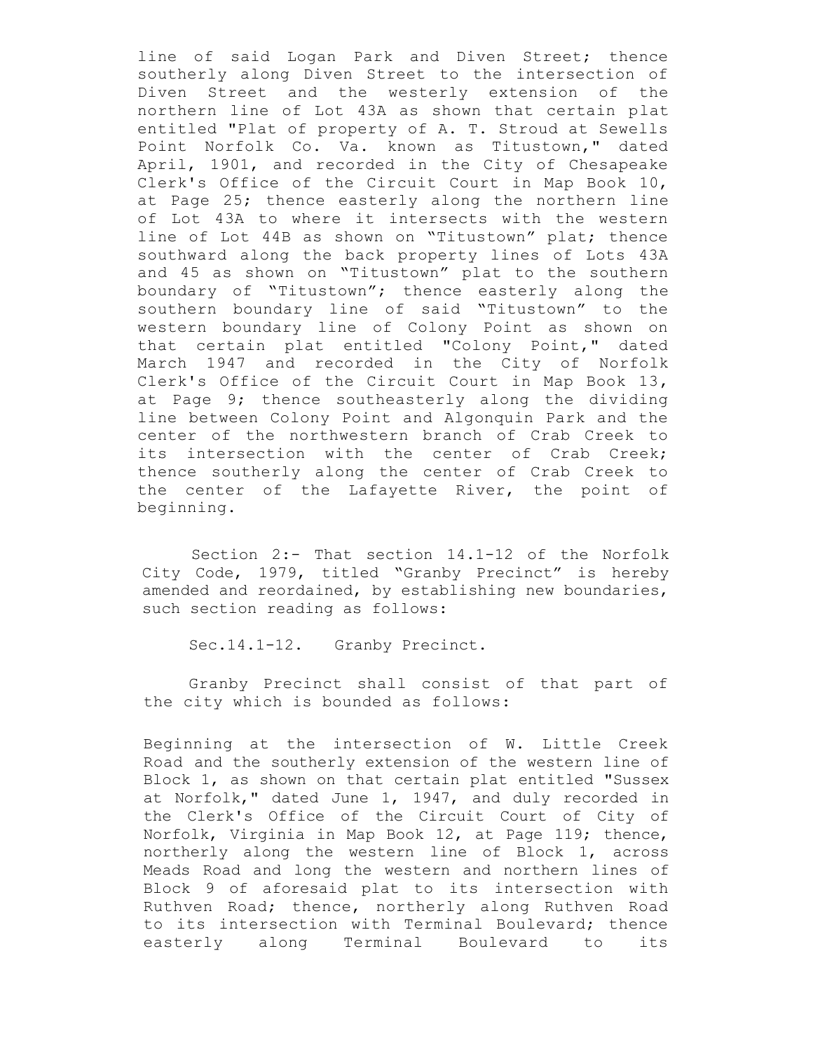line of said Logan Park and Diven Street; thence southerly along Diven Street to the intersection of Diven Street and the westerly extension of the northern line of Lot 43A as shown that certain plat entitled "Plat of property of A. T. Stroud at Sewells Point Norfolk Co. Va. known as Titustown," dated April, 1901, and recorded in the City of Chesapeake Clerk's Office of the Circuit Court in Map Book 10, at Page 25; thence easterly along the northern line of Lot 43A to where it intersects with the western line of Lot 44B as shown on "Titustown" plat; thence southward along the back property lines of Lots 43A and 45 as shown on "Titustown" plat to the southern boundary of "Titustown"; thence easterly along the southern boundary line of said "Titustown" to the western boundary line of Colony Point as shown on that certain plat entitled "Colony Point," dated March 1947 and recorded in the City of Norfolk Clerk's Office of the Circuit Court in Map Book 13, at Page 9; thence southeasterly along the dividing line between Colony Point and Algonquin Park and the center of the northwestern branch of Crab Creek to its intersection with the center of Crab Creek; thence southerly along the center of Crab Creek to the center of the Lafayette River, the point of beginning.

Section 2:- That section 14.1-12 of the Norfolk City Code, 1979, titled "Granby Precinct" is hereby amended and reordained, by establishing new boundaries, such section reading as follows:

Sec.14.1-12. Granby Precinct.

Granby Precinct shall consist of that part of the city which is bounded as follows:

Beginning at the intersection of W. Little Creek Road and the southerly extension of the western line of Block 1, as shown on that certain plat entitled "Sussex at Norfolk," dated June 1, 1947, and duly recorded in the Clerk's Office of the Circuit Court of City of Norfolk, Virginia in Map Book 12, at Page 119; thence, northerly along the western line of Block 1, across Meads Road and long the western and northern lines of Block 9 of aforesaid plat to its intersection with Ruthven Road; thence, northerly along Ruthven Road to its intersection with Terminal Boulevard; thence easterly along Terminal Boulevard to its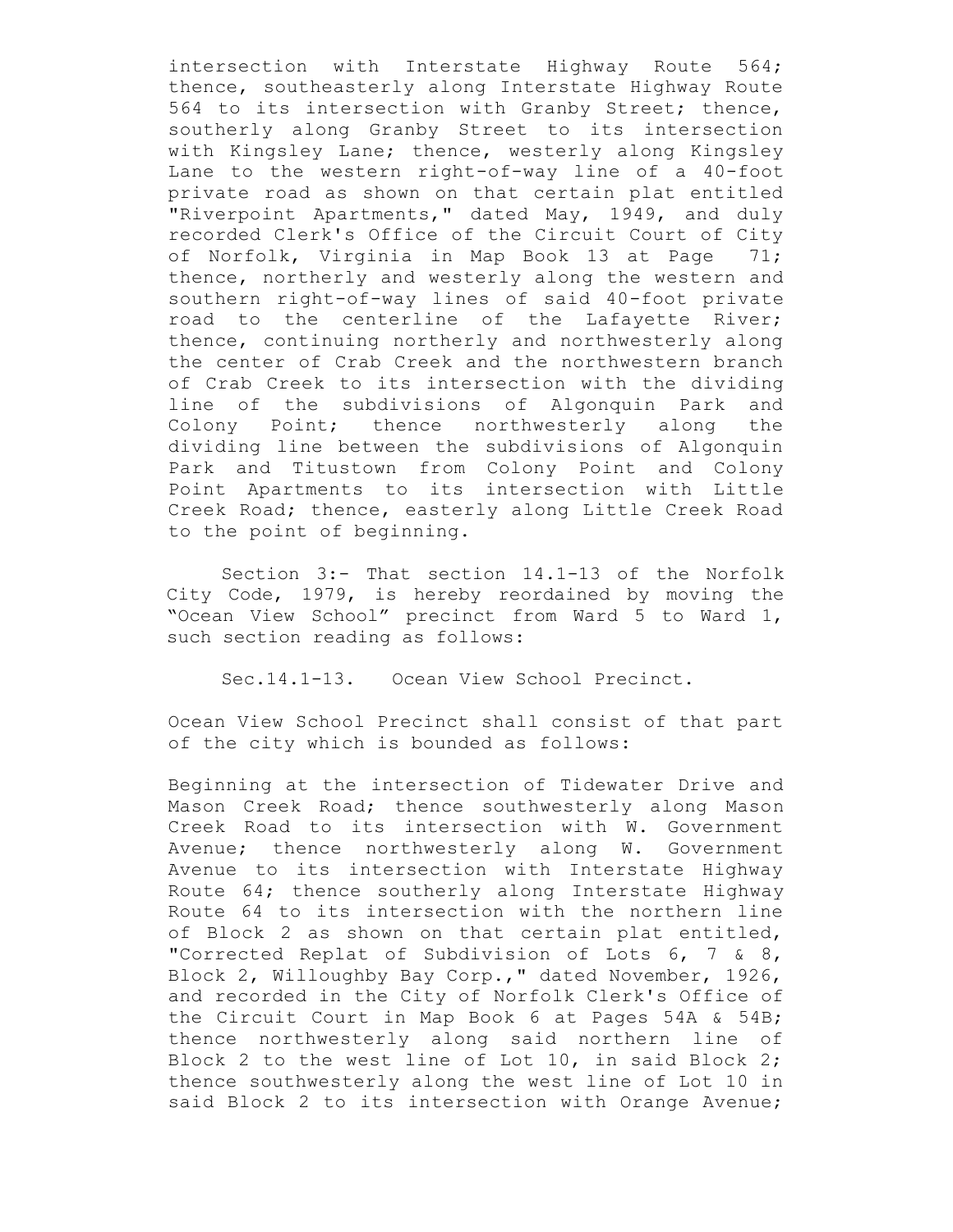intersection with Interstate Highway Route 564; thence, southeasterly along Interstate Highway Route 564 to its intersection with Granby Street; thence, southerly along Granby Street to its intersection with Kingsley Lane; thence, westerly along Kingsley Lane to the western right-of-way line of a 40-foot private road as shown on that certain plat entitled "Riverpoint Apartments," dated May, 1949, and duly recorded Clerk's Office of the Circuit Court of City of Norfolk, Virginia in Map Book 13 at Page 71; thence, northerly and westerly along the western and southern right-of-way lines of said 40-foot private road to the centerline of the Lafayette River; thence, continuing northerly and northwesterly along the center of Crab Creek and the northwestern branch of Crab Creek to its intersection with the dividing line of the subdivisions of Algonquin Park and Colony Point; thence northwesterly along the dividing line between the subdivisions of Algonquin Park and Titustown from Colony Point and Colony Point Apartments to its intersection with Little Creek Road; thence, easterly along Little Creek Road to the point of beginning.

Section 3:- That section 14.1-13 of the Norfolk City Code, 1979, is hereby reordained by moving the "Ocean View School" precinct from Ward 5 to Ward 1, such section reading as follows:

Sec.14.1-13. Ocean View School Precinct.

Ocean View School Precinct shall consist of that part of the city which is bounded as follows:

Beginning at the intersection of Tidewater Drive and Mason Creek Road; thence southwesterly along Mason Creek Road to its intersection with W. Government Avenue; thence northwesterly along W. Government Avenue to its intersection with Interstate Highway Route 64; thence southerly along Interstate Highway Route 64 to its intersection with the northern line of Block 2 as shown on that certain plat entitled, "Corrected Replat of Subdivision of Lots 6, 7 & 8, Block 2, Willoughby Bay Corp.," dated November, 1926, and recorded in the City of Norfolk Clerk's Office of the Circuit Court in Map Book 6 at Pages 54A & 54B; thence northwesterly along said northern line of Block 2 to the west line of Lot 10, in said Block 2; thence southwesterly along the west line of Lot 10 in said Block 2 to its intersection with Orange Avenue;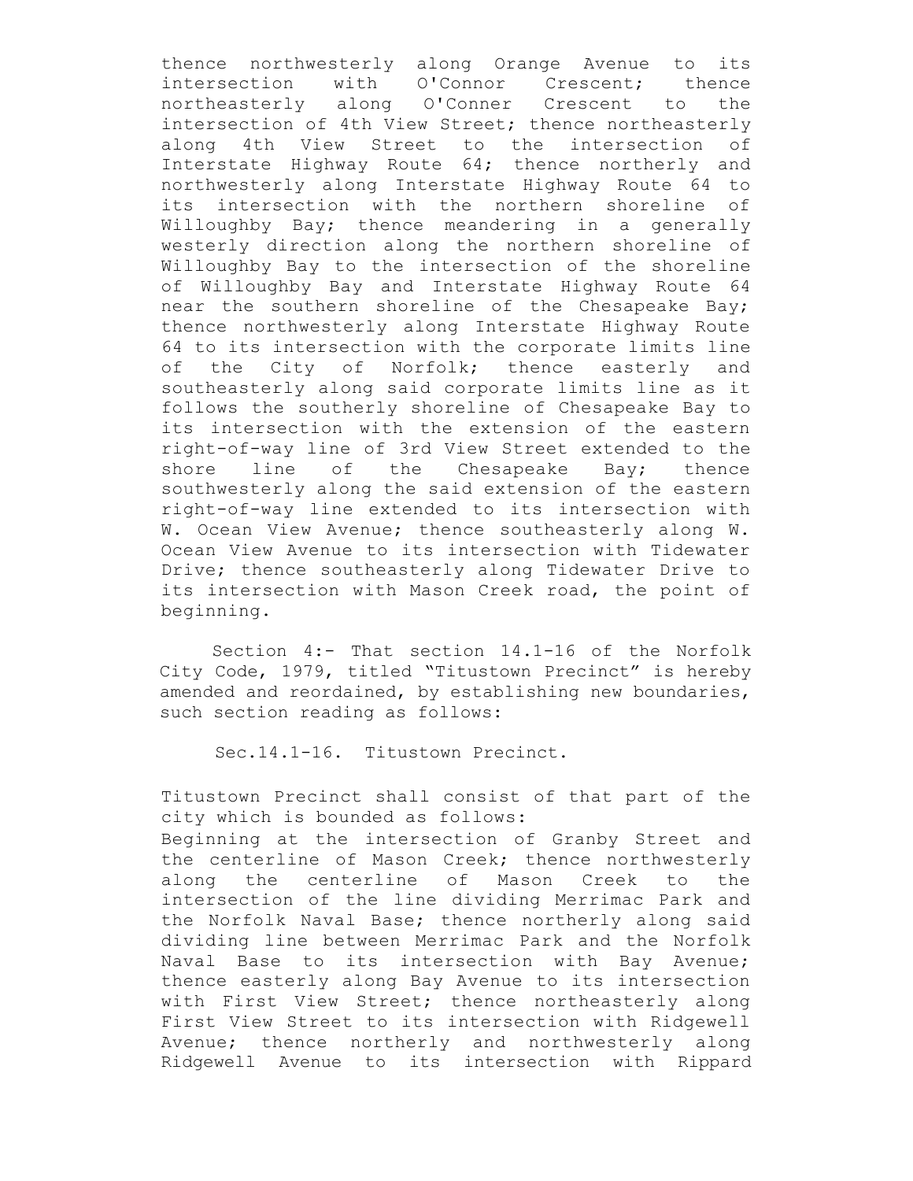thence northwesterly along Orange Avenue to its intersection with O'Connor Crescent; thence northeasterly along O'Conner Crescent to the intersection of 4th View Street; thence northeasterly along 4th View Street to the intersection of Interstate Highway Route 64; thence northerly and northwesterly along Interstate Highway Route 64 to its intersection with the northern shoreline of Willoughby Bay; thence meandering in a generally westerly direction along the northern shoreline of Willoughby Bay to the intersection of the shoreline of Willoughby Bay and Interstate Highway Route 64 near the southern shoreline of the Chesapeake Bay; thence northwesterly along Interstate Highway Route 64 to its intersection with the corporate limits line of the City of Norfolk; thence easterly and southeasterly along said corporate limits line as it follows the southerly shoreline of Chesapeake Bay to its intersection with the extension of the eastern right-of-way line of 3rd View Street extended to the shore line of the Chesapeake Bay; thence southwesterly along the said extension of the eastern right-of-way line extended to its intersection with W. Ocean View Avenue; thence southeasterly along W. Ocean View Avenue to its intersection with Tidewater Drive; thence southeasterly along Tidewater Drive to its intersection with Mason Creek road, the point of beginning.

Section 4:- That section 14.1-16 of the Norfolk City Code, 1979, titled “Titustown Precinct” is hereby amended and reordained, by establishing new boundaries, such section reading as follows:

Sec.14.1-16. Titustown Precinct.

Titustown Precinct shall consist of that part of the city which is bounded as follows:

Beginning at the intersection of Granby Street and the centerline of Mason Creek; thence northwesterly along the centerline of Mason Creek to the intersection of the line dividing Merrimac Park and the Norfolk Naval Base; thence northerly along said dividing line between Merrimac Park and the Norfolk Naval Base to its intersection with Bay Avenue; thence easterly along Bay Avenue to its intersection with First View Street; thence northeasterly along First View Street to its intersection with Ridgewell Avenue; thence northerly and northwesterly along Ridgewell Avenue to its intersection with Rippard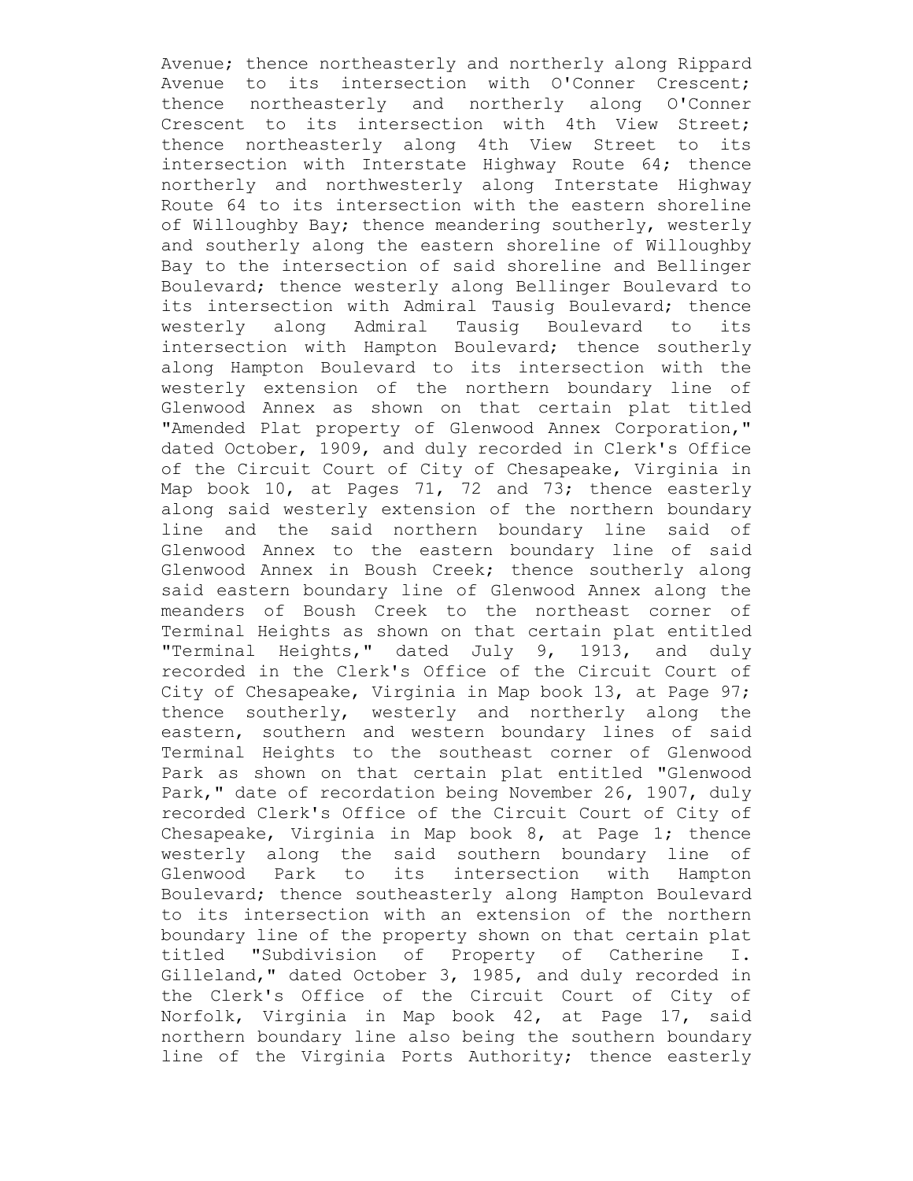Avenue; thence northeasterly and northerly along Rippard Avenue to its intersection with O'Conner Crescent; thence northeasterly and northerly along O'Conner Crescent to its intersection with 4th View Street; thence northeasterly along 4th View Street to its intersection with Interstate Highway Route 64; thence northerly and northwesterly along Interstate Highway Route 64 to its intersection with the eastern shoreline of Willoughby Bay; thence meandering southerly, westerly and southerly along the eastern shoreline of Willoughby Bay to the intersection of said shoreline and Bellinger Boulevard; thence westerly along Bellinger Boulevard to its intersection with Admiral Tausig Boulevard; thence westerly along Admiral Tausig Boulevard to its intersection with Hampton Boulevard; thence southerly along Hampton Boulevard to its intersection with the westerly extension of the northern boundary line of Glenwood Annex as shown on that certain plat titled "Amended Plat property of Glenwood Annex Corporation," dated October, 1909, and duly recorded in Clerk's Office of the Circuit Court of City of Chesapeake, Virginia in Map book 10, at Pages 71, 72 and 73; thence easterly along said westerly extension of the northern boundary line and the said northern boundary line said of Glenwood Annex to the eastern boundary line of said Glenwood Annex in Boush Creek; thence southerly along said eastern boundary line of Glenwood Annex along the meanders of Boush Creek to the northeast corner of Terminal Heights as shown on that certain plat entitled "Terminal Heights," dated July 9, 1913, and duly recorded in the Clerk's Office of the Circuit Court of City of Chesapeake, Virginia in Map book 13, at Page 97; thence southerly, westerly and northerly along the eastern, southern and western boundary lines of said Terminal Heights to the southeast corner of Glenwood Park as shown on that certain plat entitled "Glenwood Park," date of recordation being November 26, 1907, duly recorded Clerk's Office of the Circuit Court of City of Chesapeake, Virginia in Map book 8, at Page 1; thence westerly along the said southern boundary line of Glenwood Park to its intersection with Hampton Boulevard; thence southeasterly along Hampton Boulevard to its intersection with an extension of the northern boundary line of the property shown on that certain plat titled "Subdivision of Property of Catherine I. Gilleland," dated October 3, 1985, and duly recorded in the Clerk's Office of the Circuit Court of City of Norfolk, Virginia in Map book 42, at Page 17, said northern boundary line also being the southern boundary line of the Virginia Ports Authority; thence easterly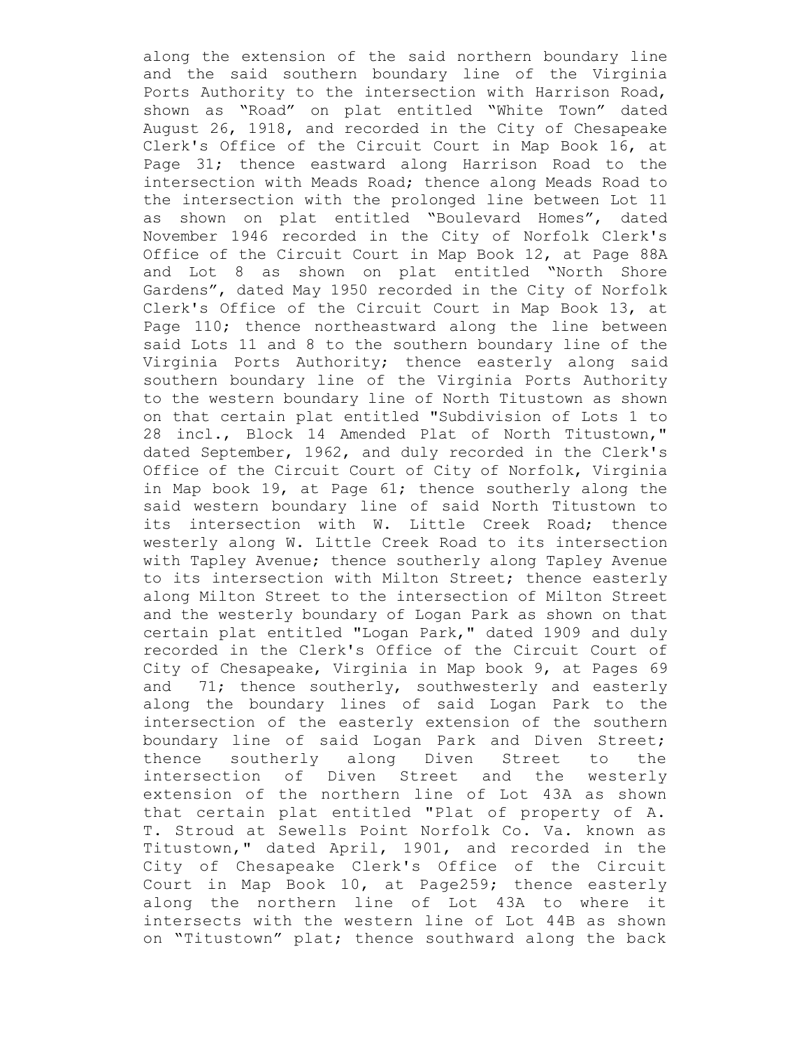along the extension of the said northern boundary line and the said southern boundary line of the Virginia Ports Authority to the intersection with Harrison Road, shown as “Road” on plat entitled “White Town” dated August 26, 1918, and recorded in the City of Chesapeake Clerk's Office of the Circuit Court in Map Book 16, at Page 31; thence eastward along Harrison Road to the intersection with Meads Road; thence along Meads Road to the intersection with the prolonged line between Lot 11 as shown on plat entitled “Boulevard Homes”, dated November 1946 recorded in the City of Norfolk Clerk's Office of the Circuit Court in Map Book 12, at Page 88A and Lot 8 as shown on plat entitled “North Shore Gardens”, dated May 1950 recorded in the City of Norfolk Clerk's Office of the Circuit Court in Map Book 13, at Page 110; thence northeastward along the line between said Lots 11 and 8 to the southern boundary line of the Virginia Ports Authority; thence easterly along said southern boundary line of the Virginia Ports Authority to the western boundary line of North Titustown as shown on that certain plat entitled "Subdivision of Lots 1 to 28 incl., Block 14 Amended Plat of North Titustown," dated September, 1962, and duly recorded in the Clerk's Office of the Circuit Court of City of Norfolk, Virginia in Map book 19, at Page 61; thence southerly along the said western boundary line of said North Titustown to its intersection with W. Little Creek Road; thence westerly along W. Little Creek Road to its intersection with Tapley Avenue; thence southerly along Tapley Avenue to its intersection with Milton Street; thence easterly along Milton Street to the intersection of Milton Street and the westerly boundary of Logan Park as shown on that certain plat entitled "Logan Park," dated 1909 and duly recorded in the Clerk's Office of the Circuit Court of City of Chesapeake, Virginia in Map book 9, at Pages 69 and 71; thence southerly, southwesterly and easterly along the boundary lines of said Logan Park to the intersection of the easterly extension of the southern boundary line of said Logan Park and Diven Street; thence southerly along Diven Street to the intersection of Diven Street and the westerly extension of the northern line of Lot 43A as shown that certain plat entitled "Plat of property of A. T. Stroud at Sewells Point Norfolk Co. Va. known as Titustown," dated April, 1901, and recorded in the City of Chesapeake Clerk's Office of the Circuit Court in Map Book 10, at Page259; thence easterly along the northern line of Lot 43A to where it intersects with the western line of Lot 44B as shown on “Titustown” plat; thence southward along the back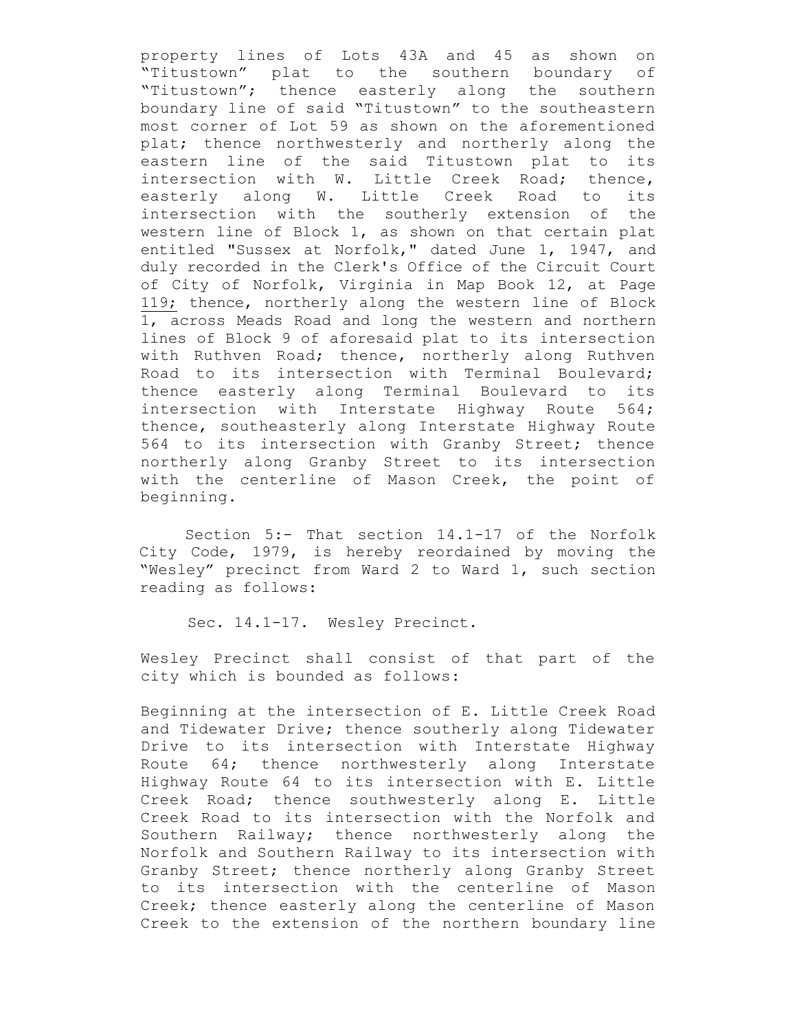property lines of Lots 43A and 45 as shown on "Titustown" plat to the southern boundary of "Titustown"; thence easterly along the southern boundary line of said "Titustown" to the southeastern most corner of Lot 59 as shown on the aforementioned plat; thence northwesterly and northerly along the eastern line of the said Titustown plat to its intersection with W. Little Creek Road; thence, easterly along W. Little Creek Road to its intersection with the southerly extension of the western line of Block 1, as shown on that certain plat entitled "Sussex at Norfolk," dated June 1, 1947, and duly recorded in the Clerk's Office of the Circuit Court of City of Norfolk, Virginia in Map Book 12, at Page 119; thence, northerly along the western line of Block 1, across Meads Road and long the western and northern lines of Block 9 of aforesaid plat to its intersection with Ruthven Road; thence, northerly along Ruthven Road to its intersection with Terminal Boulevard; thence easterly along Terminal Boulevard to its intersection with Interstate Highway Route 564; thence, southeasterly along Interstate Highway Route 564 to its intersection with Granby Street; thence northerly along Granby Street to its intersection with the centerline of Mason Creek, the point of beginning.

Section 5:- That section 14.1-17 of the Norfolk City Code, 1979, is hereby reordained by moving the "Wesley" precinct from Ward 2 to Ward 1, such section reading as follows:

Sec. 14.1-17. Wesley Precinct.

Wesley Precinct shall consist of that part of the city which is bounded as follows:

Beginning at the intersection of E. Little Creek Road and Tidewater Drive; thence southerly along Tidewater Drive to its intersection with Interstate Highway Route 64; thence northwesterly along Interstate Highway Route 64 to its intersection with E. Little Creek Road; thence southwesterly along E. Little Creek Road to its intersection with the Norfolk and Southern Railway; thence northwesterly along the Norfolk and Southern Railway to its intersection with Granby Street; thence northerly along Granby Street to its intersection with the centerline of Mason Creek; thence easterly along the centerline of Mason Creek to the extension of the northern boundary line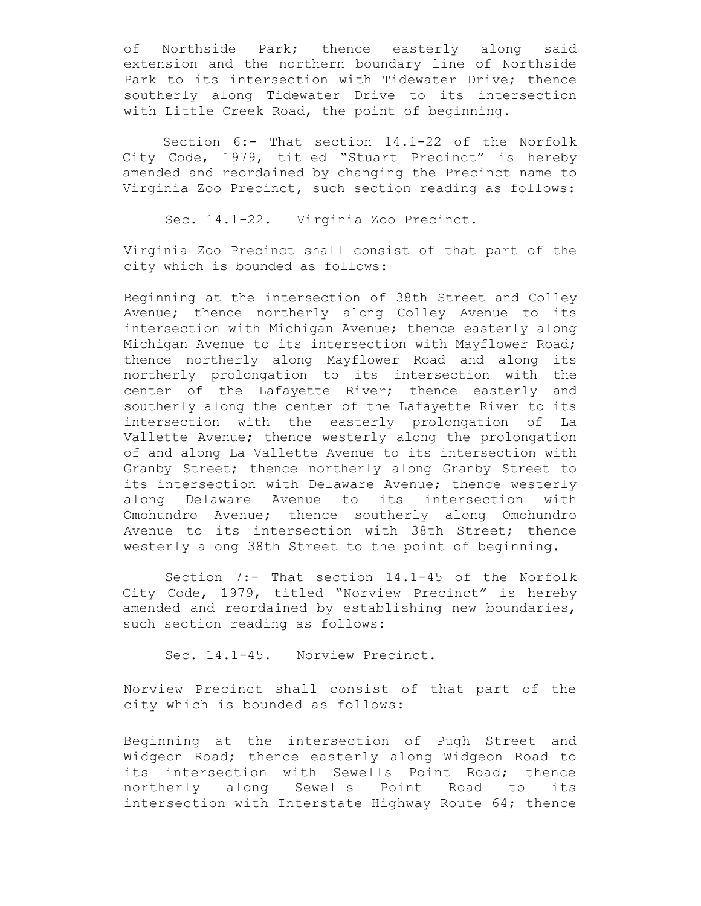of Northside Park; thence easterly along said extension and the northern boundary line of Northside Park to its intersection with Tidewater Drive; thence southerly along Tidewater Drive to its intersection with Little Creek Road, the point of beginning.

Section 6:- That section 14.1-22 of the Norfolk City Code, 1979, titled "Stuart Precinct" is hereby amended and reordained by changing the Precinct name to Virginia Zoo Precinct, such section reading as follows:

Sec. 14.1-22. Virginia Zoo Precinct.

Virginia Zoo Precinct shall consist of that part of the city which is bounded as follows:

Beginning at the intersection of 38th Street and Colley Avenue; thence northerly along Colley Avenue to its intersection with Michigan Avenue; thence easterly along Michigan Avenue to its intersection with Mayflower Road; thence northerly along Mayflower Road and along its northerly prolongation to its intersection with the center of the Lafayette River; thence easterly and southerly along the center of the Lafayette River to its intersection with the easterly prolongation of La Vallette Avenue; thence westerly along the prolongation of and along La Vallette Avenue to its intersection with Granby Street; thence northerly along Granby Street to its intersection with Delaware Avenue; thence westerly along Delaware Avenue to its intersection with Omohundro Avenue; thence southerly along Omohundro Avenue to its intersection with 38th Street; thence westerly along 38th Street to the point of beginning.

Section 7:- That section 14.1-45 of the Norfolk City Code, 1979, titled "Norview Precinct" is hereby amended and reordained by establishing new boundaries, such section reading as follows:

Sec. 14.1-45. Norview Precinct.

Norview Precinct shall consist of that part of the city which is bounded as follows:

Beginning at the intersection of Pugh Street and Widgeon Road; thence easterly along Widgeon Road to its intersection with Sewells Point Road; thence northerly along Sewells Point Road to its intersection with Interstate Highway Route 64; thence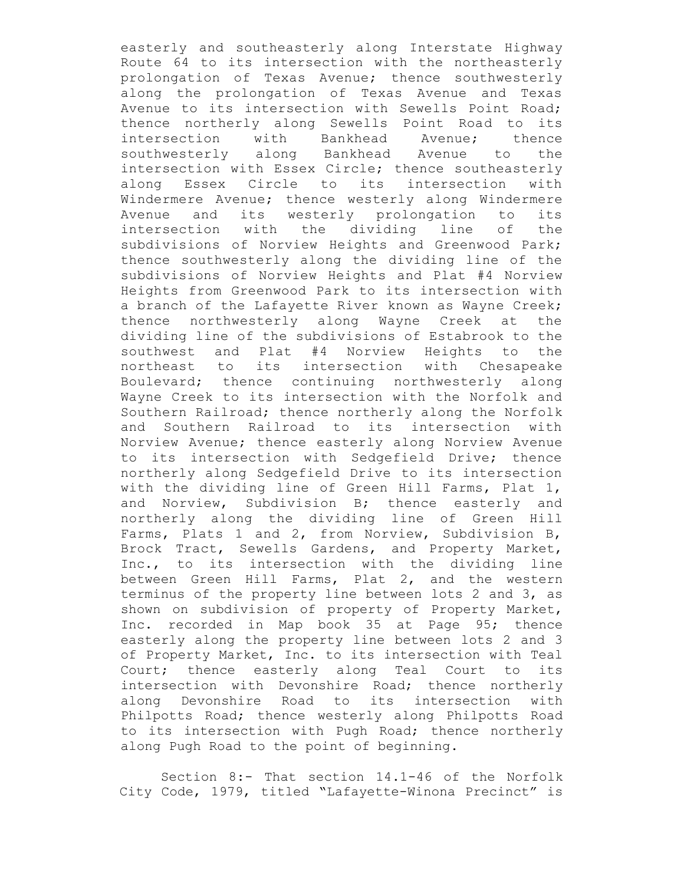easterly and southeasterly along Interstate Highway Route 64 to its intersection with the northeasterly prolongation of Texas Avenue; thence southwesterly along the prolongation of Texas Avenue and Texas Avenue to its intersection with Sewells Point Road; thence northerly along Sewells Point Road to its intersection with Bankhead Avenue; thence southwesterly along Bankhead Avenue to the intersection with Essex Circle; thence southeasterly along Essex Circle to its intersection with Windermere Avenue; thence westerly along Windermere Avenue and its westerly prolongation to its intersection with the dividing line of the subdivisions of Norview Heights and Greenwood Park; thence southwesterly along the dividing line of the subdivisions of Norview Heights and Plat #4 Norview Heights from Greenwood Park to its intersection with a branch of the Lafayette River known as Wayne Creek; thence northwesterly along Wayne Creek at the dividing line of the subdivisions of Estabrook to the southwest and Plat #4 Norview Heights to the northeast to its intersection with Chesapeake Boulevard; thence continuing northwesterly along Wayne Creek to its intersection with the Norfolk and Southern Railroad; thence northerly along the Norfolk and Southern Railroad to its intersection with Norview Avenue; thence easterly along Norview Avenue to its intersection with Sedgefield Drive; thence northerly along Sedgefield Drive to its intersection with the dividing line of Green Hill Farms, Plat 1, and Norview, Subdivision B; thence easterly and northerly along the dividing line of Green Hill Farms, Plats 1 and 2, from Norview, Subdivision B, Brock Tract, Sewells Gardens, and Property Market, Inc., to its intersection with the dividing line between Green Hill Farms, Plat 2, and the western terminus of the property line between lots 2 and 3, as shown on subdivision of property of Property Market, Inc. recorded in Map book 35 at Page 95; thence easterly along the property line between lots 2 and 3 of Property Market, Inc. to its intersection with Teal Court; thence easterly along Teal Court to its intersection with Devonshire Road; thence northerly along Devonshire Road to its intersection with Philpotts Road; thence westerly along Philpotts Road to its intersection with Pugh Road; thence northerly along Pugh Road to the point of beginning.

Section 8:- That section 14.1-46 of the Norfolk City Code, 1979, titled “Lafayette-Winona Precinct” is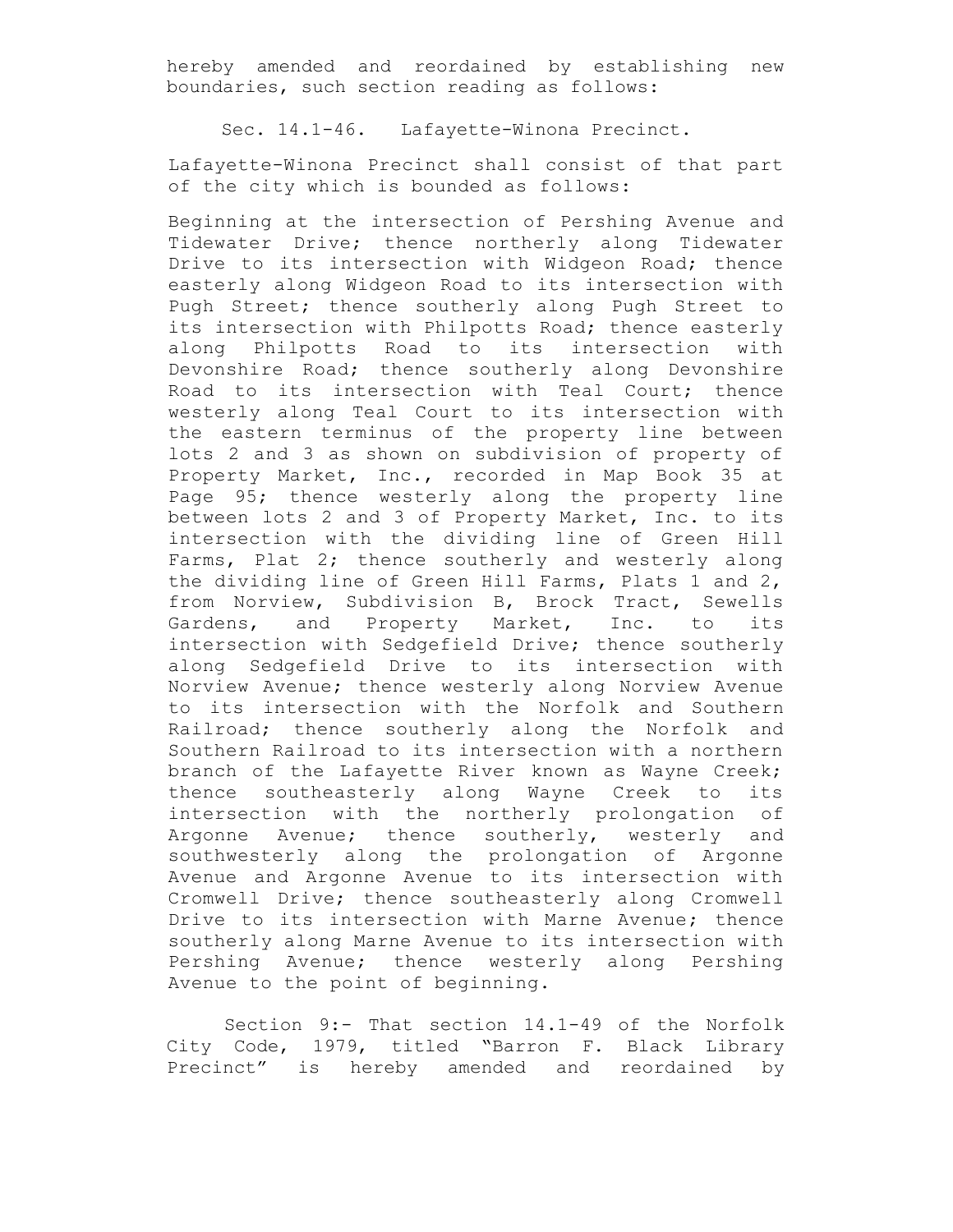hereby amended and reordained by establishing new boundaries, such section reading as follows:

Sec. 14.1-46. Lafayette-Winona Precinct.

Lafayette-Winona Precinct shall consist of that part of the city which is bounded as follows:

Beginning at the intersection of Pershing Avenue and Tidewater Drive; thence northerly along Tidewater Drive to its intersection with Widgeon Road; thence easterly along Widgeon Road to its intersection with Pugh Street; thence southerly along Pugh Street to its intersection with Philpotts Road; thence easterly along Philpotts Road to its intersection with Devonshire Road; thence southerly along Devonshire Road to its intersection with Teal Court; thence westerly along Teal Court to its intersection with the eastern terminus of the property line between lots 2 and 3 as shown on subdivision of property of Property Market, Inc., recorded in Map Book 35 at Page 95; thence westerly along the property line between lots 2 and 3 of Property Market, Inc. to its intersection with the dividing line of Green Hill Farms, Plat 2; thence southerly and westerly along the dividing line of Green Hill Farms, Plats 1 and 2, from Norview, Subdivision B, Brock Tract, Sewells Gardens, and Property Market, Inc. to its intersection with Sedgefield Drive; thence southerly along Sedgefield Drive to its intersection with Norview Avenue; thence westerly along Norview Avenue to its intersection with the Norfolk and Southern Railroad; thence southerly along the Norfolk and Southern Railroad to its intersection with a northern branch of the Lafayette River known as Wayne Creek; thence southeasterly along Wayne Creek to its intersection with the northerly prolongation of Argonne Avenue; thence southerly, westerly and southwesterly along the prolongation of Argonne Avenue and Argonne Avenue to its intersection with Cromwell Drive; thence southeasterly along Cromwell Drive to its intersection with Marne Avenue; thence southerly along Marne Avenue to its intersection with Pershing Avenue; thence westerly along Pershing Avenue to the point of beginning.

Section 9:- That section 14.1-49 of the Norfolk City Code, 1979, titled "Barron F. Black Library Precinct" is hereby amended and reordained by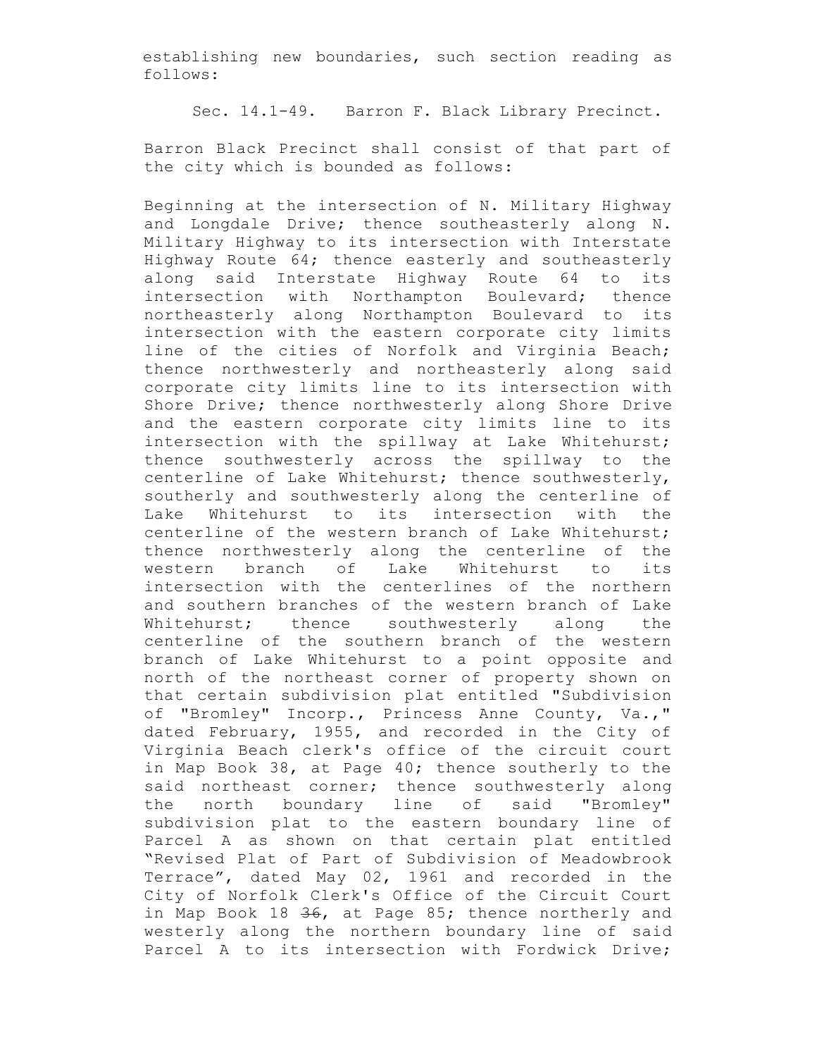establishing new boundaries, such section reading as follows:

Sec. 14.1-49. Barron F. Black Library Precinct.

Barron Black Precinct shall consist of that part of the city which is bounded as follows:

Beginning at the intersection of N. Military Highway and Longdale Drive; thence southeasterly along N. Military Highway to its intersection with Interstate Highway Route 64; thence easterly and southeasterly along said Interstate Highway Route 64 to its intersection with Northampton Boulevard; thence northeasterly along Northampton Boulevard to its intersection with the eastern corporate city limits line of the cities of Norfolk and Virginia Beach; thence northwesterly and northeasterly along said corporate city limits line to its intersection with Shore Drive; thence northwesterly along Shore Drive and the eastern corporate city limits line to its intersection with the spillway at Lake Whitehurst; thence southwesterly across the spillway to the centerline of Lake Whitehurst; thence southwesterly, southerly and southwesterly along the centerline of Lake Whitehurst to its intersection with the centerline of the western branch of Lake Whitehurst; thence northwesterly along the centerline of the western branch of Lake Whitehurst to its intersection with the centerlines of the northern and southern branches of the western branch of Lake Whitehurst; thence southwesterly along the centerline of the southern branch of the western branch of Lake Whitehurst to a point opposite and north of the northeast corner of property shown on that certain subdivision plat entitled "Subdivision of "Bromley" Incorp., Princess Anne County, Va.," dated February, 1955, and recorded in the City of Virginia Beach clerk's office of the circuit court in Map Book 38, at Page 40; thence southerly to the said northeast corner; thence southwesterly along the north boundary line of said "Bromley" subdivision plat to the eastern boundary line of Parcel A as shown on that certain plat entitled "Revised Plat of Part of Subdivision of Meadowbrook Terrace", dated May 02, 1961 and recorded in the City of Norfolk Clerk's Office of the Circuit Court in Map Book 18 ~~36~~, at Page 85; thence northerly and westerly along the northern boundary line of said Parcel A to its intersection with Fordwick Drive;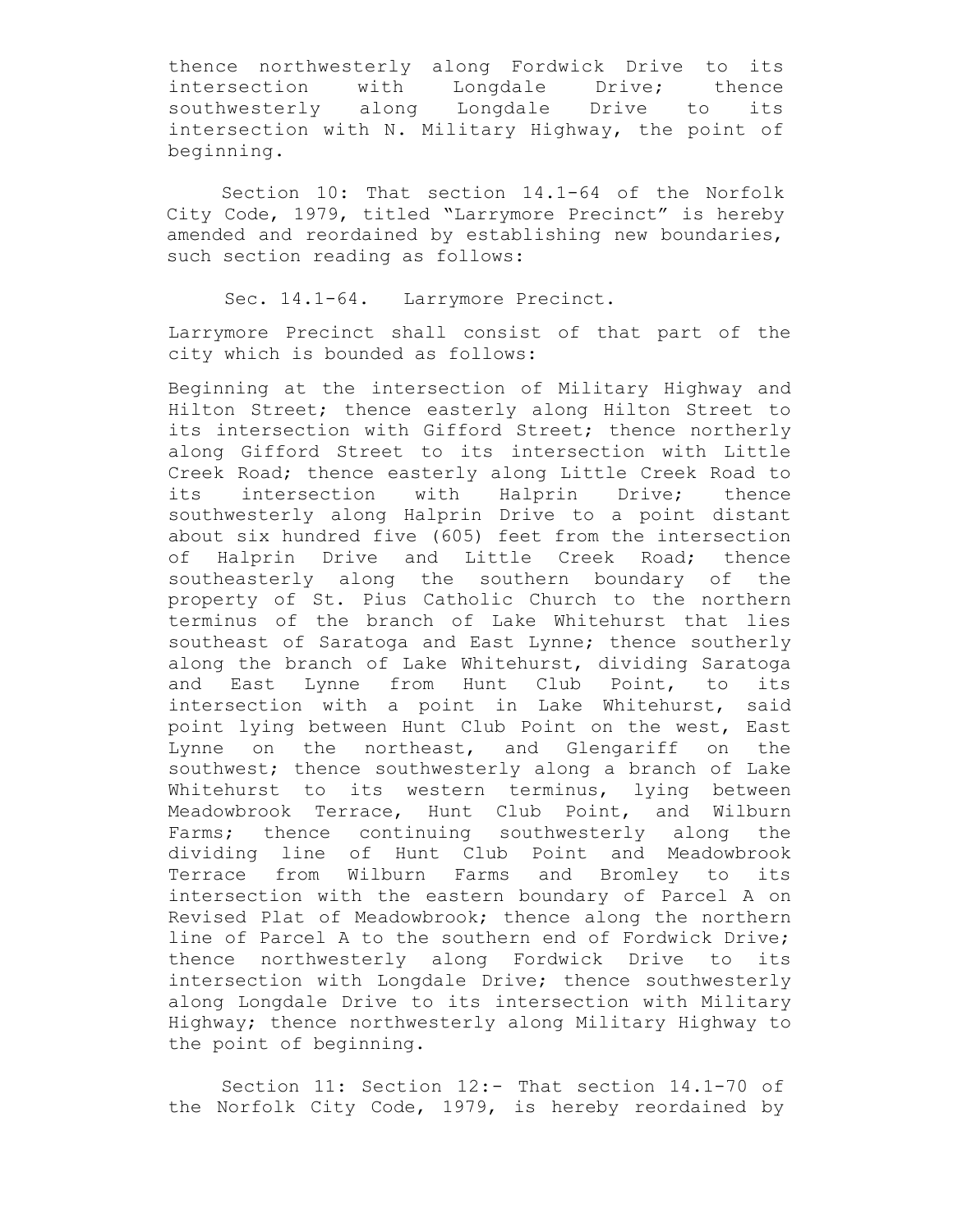thence northwesterly along Fordwick Drive to its intersection with Longdale Drive; thence southwesterly along Longdale Drive to its intersection with N. Military Highway, the point of beginning.

Section 10: That section 14.1-64 of the Norfolk City Code, 1979, titled "Larrymore Precinct" is hereby amended and reordained by establishing new boundaries, such section reading as follows:

Sec. 14.1-64. Larrymore Precinct.

Larrymore Precinct shall consist of that part of the city which is bounded as follows:

Beginning at the intersection of Military Highway and Hilton Street; thence easterly along Hilton Street to its intersection with Gifford Street; thence northerly along Gifford Street to its intersection with Little Creek Road; thence easterly along Little Creek Road to its intersection with Halprin Drive; thence southwesterly along Halprin Drive to a point distant about six hundred five (605) feet from the intersection of Halprin Drive and Little Creek Road; thence southeasterly along the southern boundary of the property of St. Pius Catholic Church to the northern terminus of the branch of Lake Whitehurst that lies southeast of Saratoga and East Lynne; thence southerly along the branch of Lake Whitehurst, dividing Saratoga and East Lynne from Hunt Club Point, to its intersection with a point in Lake Whitehurst, said point lying between Hunt Club Point on the west, East Lynne on the northeast, and Glengariff on the southwest; thence southwesterly along a branch of Lake Whitehurst to its western terminus, lying between Meadowbrook Terrace, Hunt Club Point, and Wilburn Farms; thence continuing southwesterly along the dividing line of Hunt Club Point and Meadowbrook Terrace from Wilburn Farms and Bromley to its intersection with the eastern boundary of Parcel A on Revised Plat of Meadowbrook; thence along the northern line of Parcel A to the southern end of Fordwick Drive; thence northwesterly along Fordwick Drive to its intersection with Longdale Drive; thence southwesterly along Longdale Drive to its intersection with Military Highway; thence northwesterly along Military Highway to the point of beginning.

Section 11: Section 12:- That section 14.1-70 of the Norfolk City Code, 1979, is hereby reordained by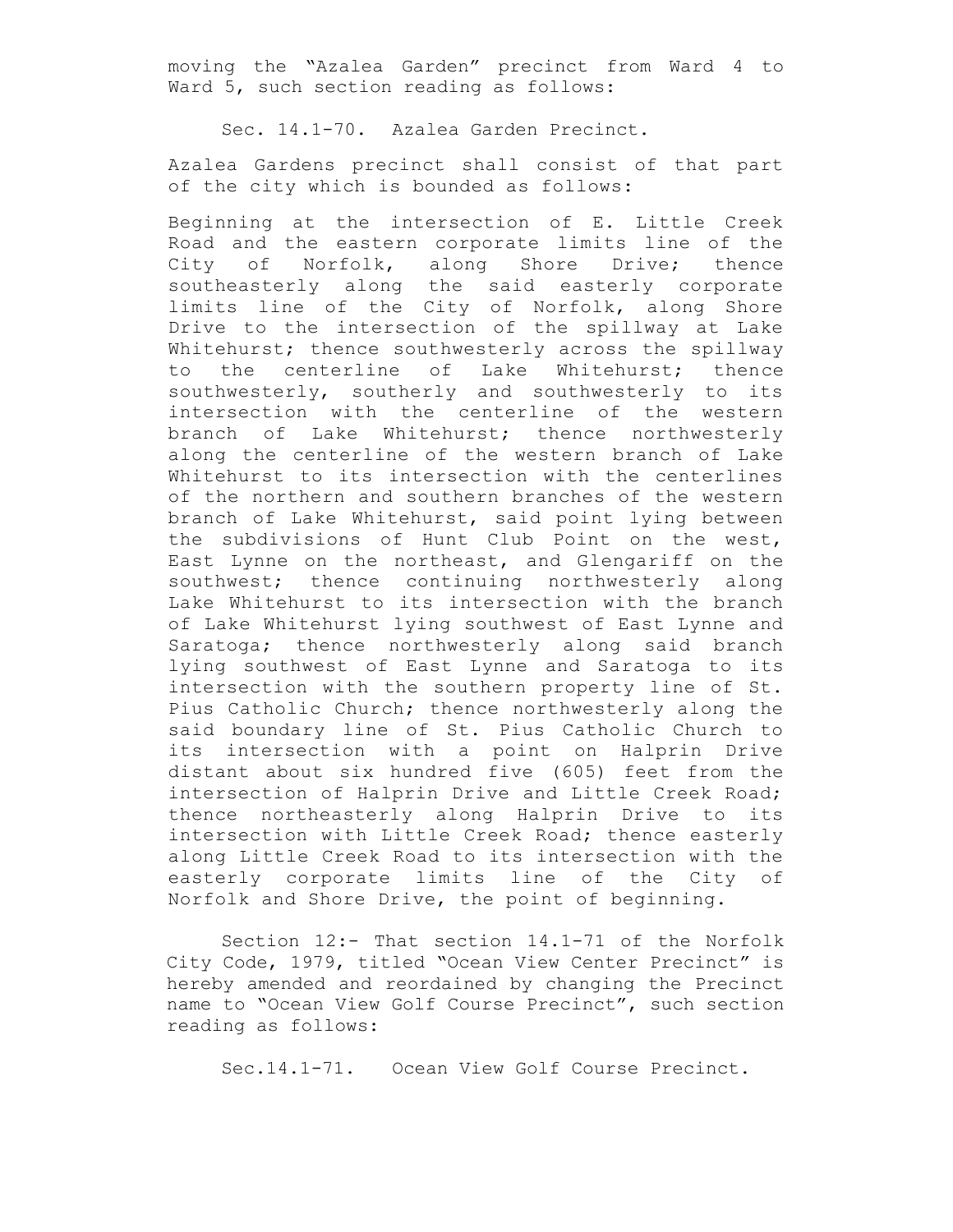moving the "Azalea Garden" precinct from Ward 4 to Ward 5, such section reading as follows:

Sec. 14.1-70. Azalea Garden Precinct.

Azalea Gardens precinct shall consist of that part of the city which is bounded as follows:

Beginning at the intersection of E. Little Creek Road and the eastern corporate limits line of the City of Norfolk, along Shore Drive; thence southeasterly along the said easterly corporate limits line of the City of Norfolk, along Shore Drive to the intersection of the spillway at Lake Whitehurst; thence southwesterly across the spillway to the centerline of Lake Whitehurst; thence southwesterly, southerly and southwesterly to its intersection with the centerline of the western branch of Lake Whitehurst; thence northwesterly along the centerline of the western branch of Lake Whitehurst to its intersection with the centerlines of the northern and southern branches of the western branch of Lake Whitehurst, said point lying between the subdivisions of Hunt Club Point on the west, East Lynne on the northeast, and Glengariff on the southwest; thence continuing northwesterly along Lake Whitehurst to its intersection with the branch of Lake Whitehurst lying southwest of East Lynne and Saratoga; thence northwesterly along said branch lying southwest of East Lynne and Saratoga to its intersection with the southern property line of St. Pius Catholic Church; thence northwesterly along the said boundary line of St. Pius Catholic Church to its intersection with a point on Halprin Drive distant about six hundred five (605) feet from the intersection of Halprin Drive and Little Creek Road; thence northeasterly along Halprin Drive to its intersection with Little Creek Road; thence easterly along Little Creek Road to its intersection with the easterly corporate limits line of the City of Norfolk and Shore Drive, the point of beginning.

Section 12:- That section 14.1-71 of the Norfolk City Code, 1979, titled "Ocean View Center Precinct" is hereby amended and reordained by changing the Precinct name to "Ocean View Golf Course Precinct", such section reading as follows:

Sec.14.1-71. Ocean View Golf Course Precinct.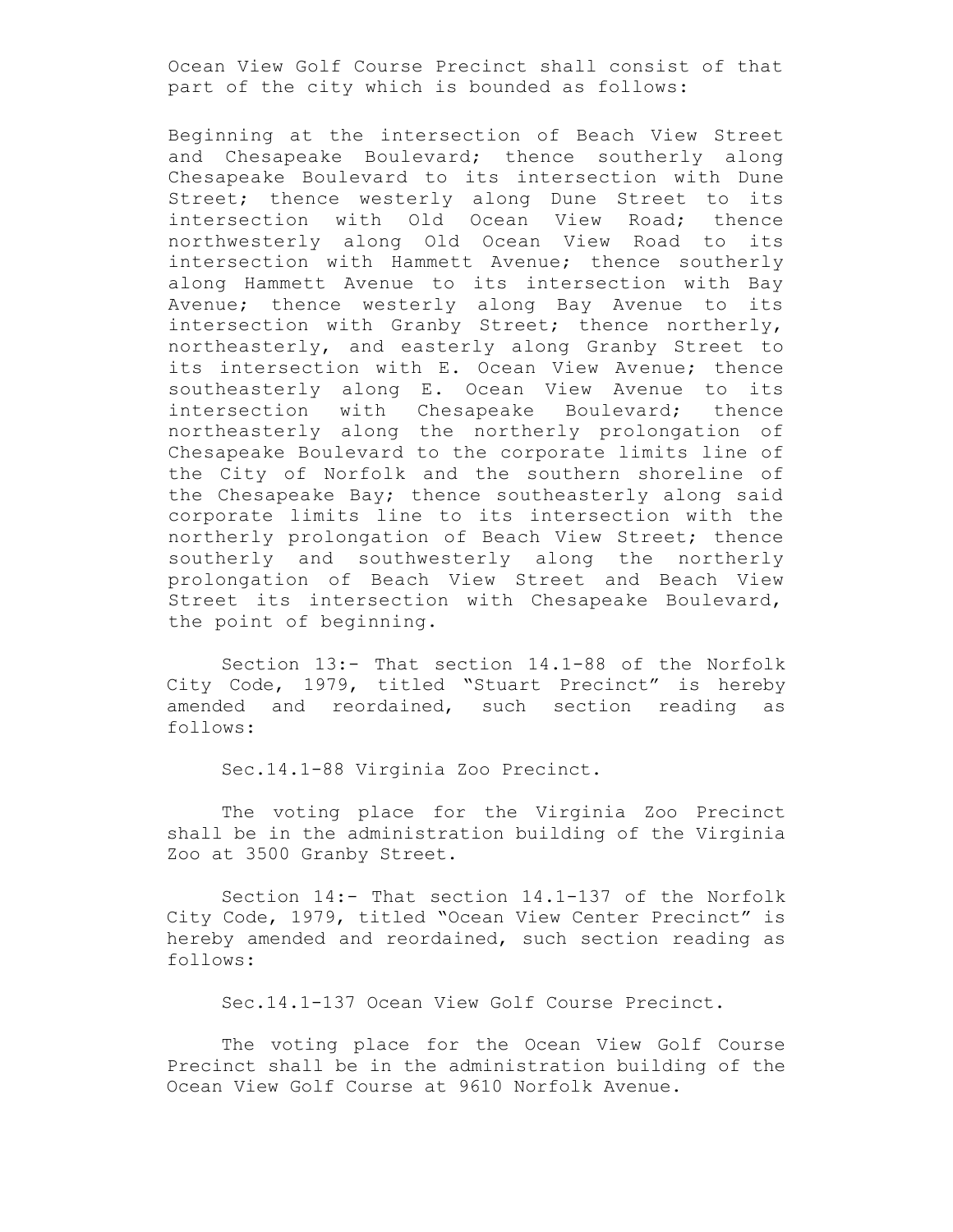Ocean View Golf Course Precinct shall consist of that part of the city which is bounded as follows:

Beginning at the intersection of Beach View Street and Chesapeake Boulevard; thence southerly along Chesapeake Boulevard to its intersection with Dune Street; thence westerly along Dune Street to its intersection with Old Ocean View Road; thence northwesterly along Old Ocean View Road to its intersection with Hammett Avenue; thence southerly along Hammett Avenue to its intersection with Bay Avenue; thence westerly along Bay Avenue to its intersection with Granby Street; thence northerly, northeasterly, and easterly along Granby Street to its intersection with E. Ocean View Avenue; thence southeasterly along E. Ocean View Avenue to its intersection with Chesapeake Boulevard; thence northeasterly along the northerly prolongation of Chesapeake Boulevard to the corporate limits line of the City of Norfolk and the southern shoreline of the Chesapeake Bay; thence southeasterly along said corporate limits line to its intersection with the northerly prolongation of Beach View Street; thence southerly and southwesterly along the northerly prolongation of Beach View Street and Beach View Street its intersection with Chesapeake Boulevard, the point of beginning.

Section 13:- That section 14.1-88 of the Norfolk City Code, 1979, titled "Stuart Precinct" is hereby amended and reordained, such section reading as follows:

Sec.14.1-88 Virginia Zoo Precinct.

The voting place for the Virginia Zoo Precinct shall be in the administration building of the Virginia Zoo at 3500 Granby Street.

Section 14:- That section 14.1-137 of the Norfolk City Code, 1979, titled "Ocean View Center Precinct" is hereby amended and reordained, such section reading as follows:

Sec.14.1-137 Ocean View Golf Course Precinct.

The voting place for the Ocean View Golf Course Precinct shall be in the administration building of the Ocean View Golf Course at 9610 Norfolk Avenue.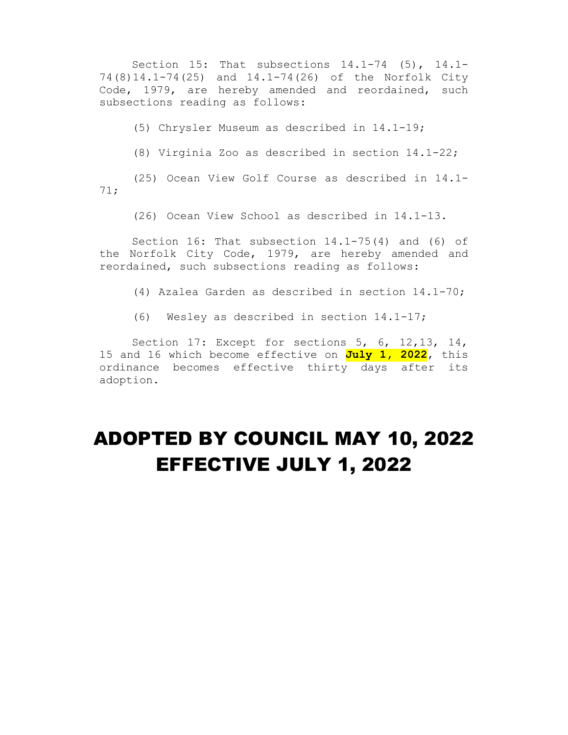Section 15: That subsections 14.1-74 (5), 14.1-74(8)14.1-74(25) and 14.1-74(26) of the Norfolk City Code, 1979, are hereby amended and reordained, such subsections reading as follows:

(5) Chrysler Museum as described in 14.1-19;

(8) Virginia Zoo as described in section 14.1-22;

(25) Ocean View Golf Course as described in 14.1-71;

(26) Ocean View School as described in 14.1-13.

Section 16: That subsection 14.1-75(4) and (6) of the Norfolk City Code, 1979, are hereby amended and reordained, such subsections reading as follows:

(4) Azalea Garden as described in section 14.1-70;

(6) Wesley as described in section 14.1-17;

Section 17: Except for sections 5, 6, 12,13, 14, 15 and 16 which become effective on **July 1, 2022**, this ordinance becomes effective thirty days after its adoption.

# ADOPTED BY COUNCIL MAY 10, 2022
# EFFECTIVE JULY 1, 2022